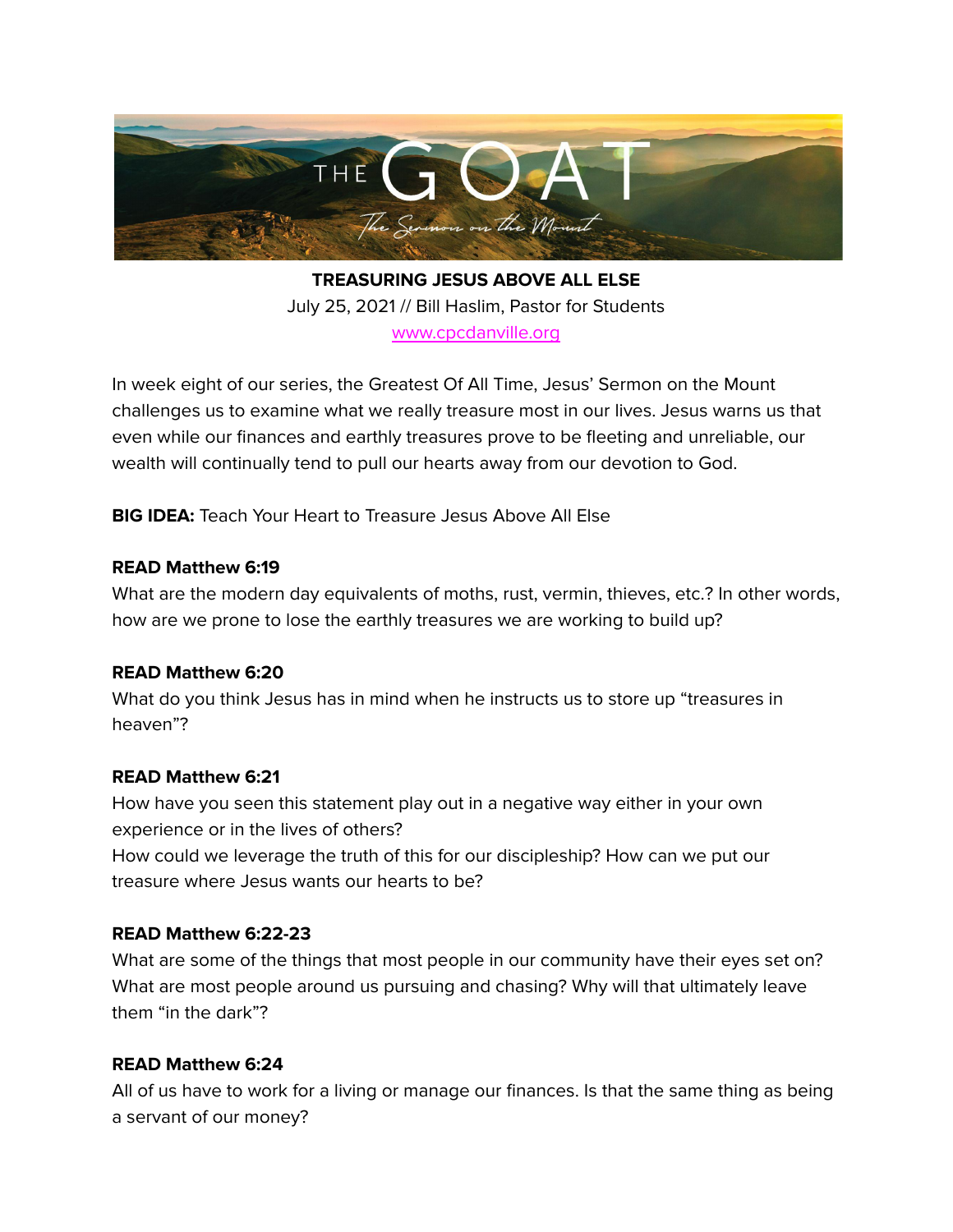THE GOAT

*The Sermon on the Mount*

**TREASURING JESUS ABOVE ALL ELSE**

July 25, 2021 // Bill Haslim, Pastor for Students

www.cpcdanville.org

In week eight of our series, the Greatest Of All Time, Jesus' Sermon on the Mount challenges us to examine what we really treasure most in our lives. Jesus warns us that even while our finances and earthly treasures prove to be fleeting and unreliable, our wealth will continually tend to pull our hearts away from our devotion to God.

**BIG IDEA:** Teach Your Heart to Treasure Jesus Above All Else

**READ Matthew 6:19**

What are the modern day equivalents of moths, rust, vermin, thieves, etc.? In other words, how are we prone to lose the earthly treasures we are working to build up?

**READ Matthew 6:20**

What do you think Jesus has in mind when he instructs us to store up "treasures in heaven"?

**READ Matthew 6:21**

How have you seen this statement play out in a negative way either in your own experience or in the lives of others?

How could we leverage the truth of this for our discipleship? How can we put our treasure where Jesus wants our hearts to be?

**READ Matthew 6:22-23**

What are some of the things that most people in our community have their eyes set on? What are most people around us pursuing and chasing? Why will that ultimately leave them "in the dark"?

**READ Matthew 6:24**

All of us have to work for a living or manage our finances. Is that the same thing as being a servant of our money?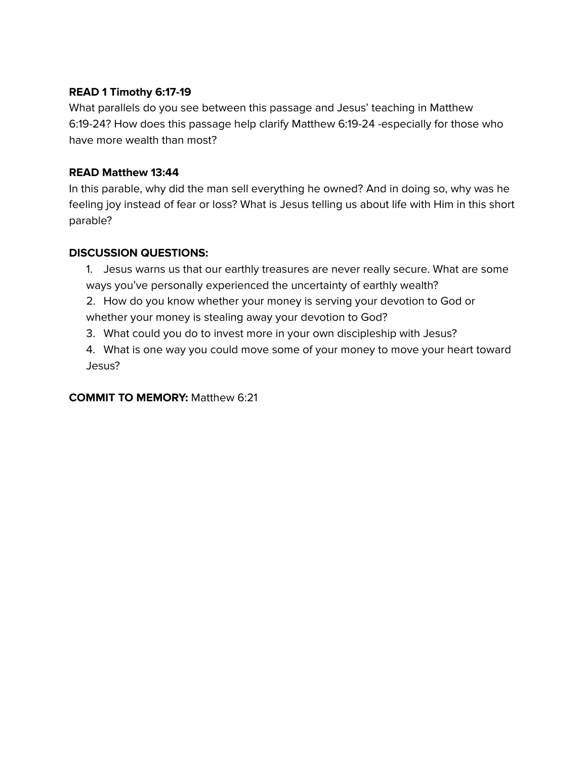**READ 1 Timothy 6:17-19**

What parallels do you see between this passage and Jesus' teaching in Matthew 6:19-24? How does this passage help clarify Matthew 6:19-24 -especially for those who have more wealth than most?

**READ Matthew 13:44**

In this parable, why did the man sell everything he owned? And in doing so, why was he feeling joy instead of fear or loss? What is Jesus telling us about life with Him in this short parable?

**DISCUSSION QUESTIONS:**

1. Jesus warns us that our earthly treasures are never really secure. What are some ways you've personally experienced the uncertainty of earthly wealth?
2. How do you know whether your money is serving your devotion to God or whether your money is stealing away your devotion to God?
3. What could you do to invest more in your own discipleship with Jesus?
4. What is one way you could move some of your money to move your heart toward Jesus?

**COMMIT TO MEMORY:** Matthew 6:21